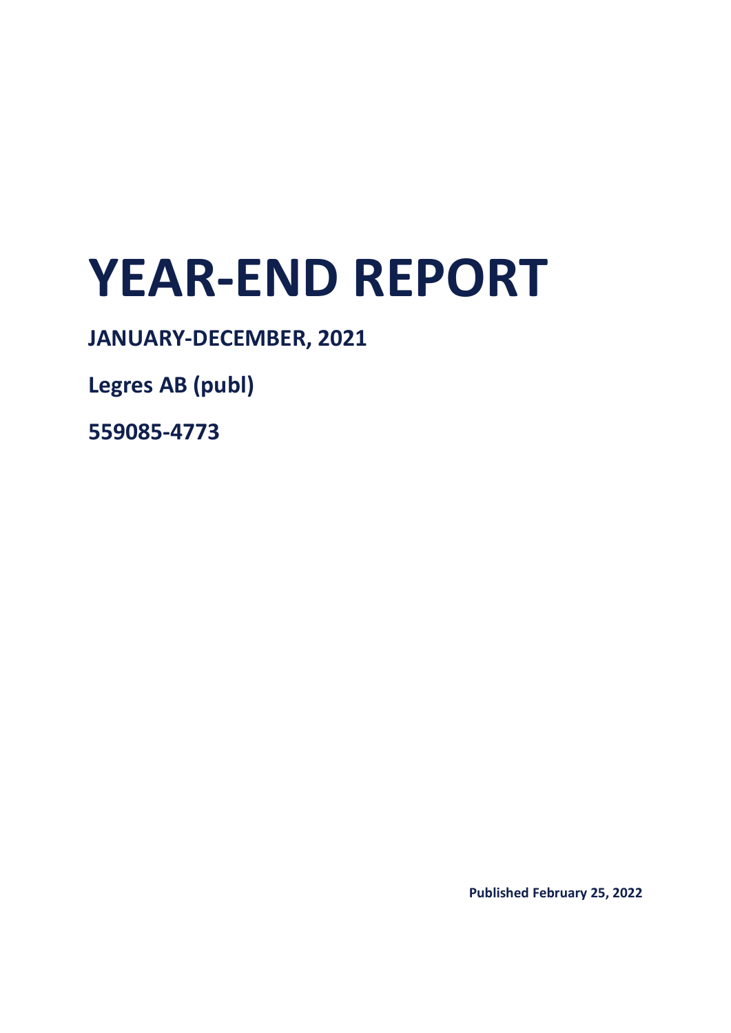# YEAR-END REPORT

**JANUARY-DECEMBER, 2021**

**Legres AB (publ)**

**559085-4773**

**Published February 25, 2022**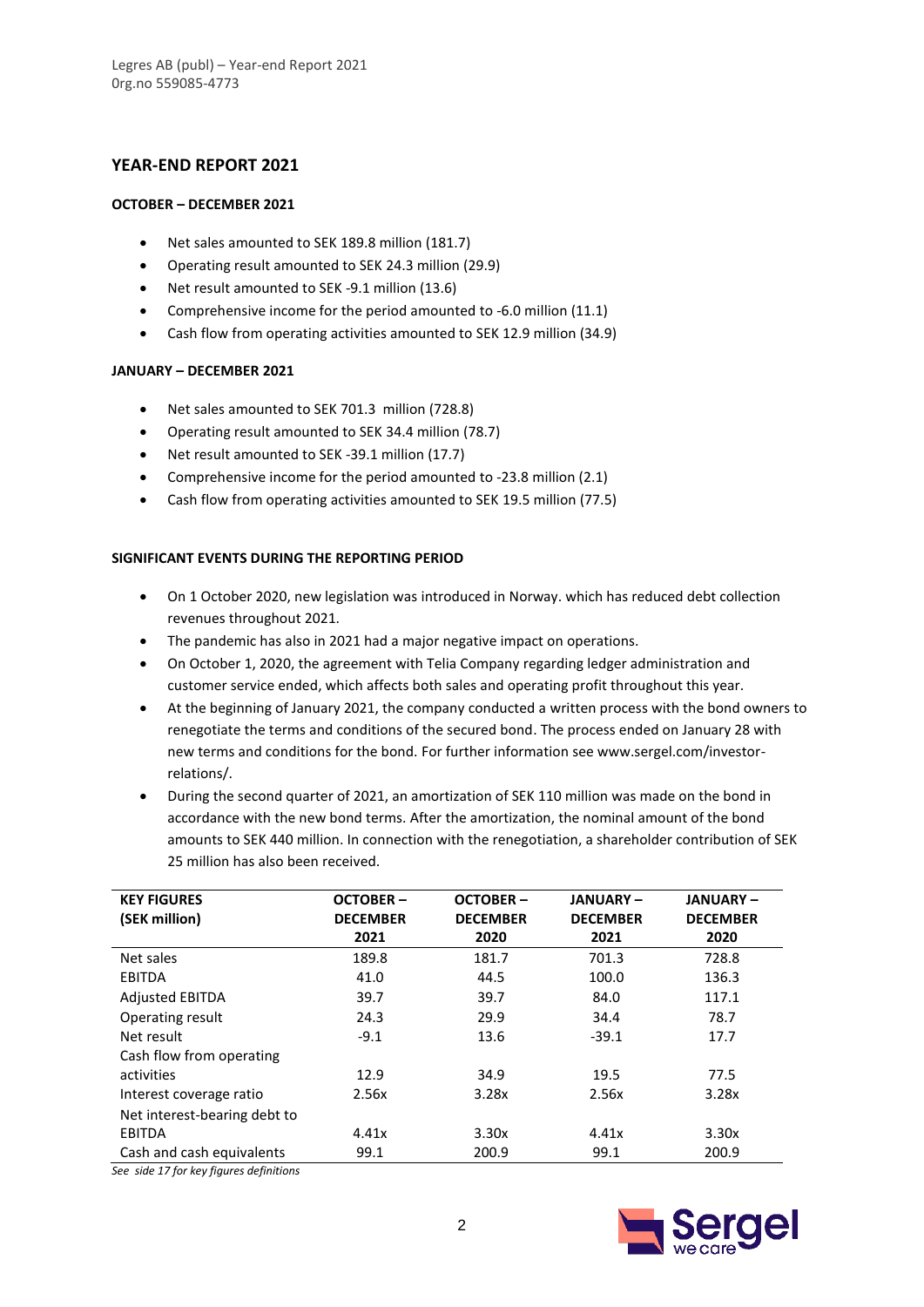Legres AB (publ) – Year-end Report 2021
0rg.no 559085-4773

# YEAR-END REPORT 2021

### OCTOBER – DECEMBER 2021

- Net sales amounted to SEK 189.8 million (181.7)
- Operating result amounted to SEK 24.3 million (29.9)
- Net result amounted to SEK -9.1 million (13.6)
- Comprehensive income for the period amounted to -6.0 million (11.1)
- Cash flow from operating activities amounted to SEK 12.9 million (34.9)

### JANUARY – DECEMBER 2021

- Net sales amounted to SEK 701.3 million (728.8)
- Operating result amounted to SEK 34.4 million (78.7)
- Net result amounted to SEK -39.1 million (17.7)
- Comprehensive income for the period amounted to -23.8 million (2.1)
- Cash flow from operating activities amounted to SEK 19.5 million (77.5)

### SIGNIFICANT EVENTS DURING THE REPORTING PERIOD

- On 1 October 2020, new legislation was introduced in Norway. which has reduced debt collection revenues throughout 2021.
- The pandemic has also in 2021 had a major negative impact on operations.
- On October 1, 2020, the agreement with Telia Company regarding ledger administration and customer service ended, which affects both sales and operating profit throughout this year.
- At the beginning of January 2021, the company conducted a written process with the bond owners to renegotiate the terms and conditions of the secured bond. The process ended on January 28 with new terms and conditions for the bond. For further information see www.sergel.com/investor-relations/.
- During the second quarter of 2021, an amortization of SEK 110 million was made on the bond in accordance with the new bond terms. After the amortization, the nominal amount of the bond amounts to SEK 440 million. In connection with the renegotiation, a shareholder contribution of SEK 25 million has also been received.

| KEY FIGURES (SEK million) | OCTOBER – DECEMBER 2021 | OCTOBER – DECEMBER 2020 | JANUARY – DECEMBER 2021 | JANUARY – DECEMBER 2020 |
|---|---|---|---|---|
| Net sales | 189.8 | 181.7 | 701.3 | 728.8 |
| EBITDA | 41.0 | 44.5 | 100.0 | 136.3 |
| Adjusted EBITDA | 39.7 | 39.7 | 84.0 | 117.1 |
| Operating result | 24.3 | 29.9 | 34.4 | 78.7 |
| Net result | -9.1 | 13.6 | -39.1 | 17.7 |
| Cash flow from operating activities | 12.9 | 34.9 | 19.5 | 77.5 |
| Interest coverage ratio | 2.56x | 3.28x | 2.56x | 3.28x |
| Net interest-bearing debt to EBITDA | 4.41x | 3.30x | 4.41x | 3.30x |
| Cash and cash equivalents | 99.1 | 200.9 | 99.1 | 200.9 |

*See side 17 for key figures definitions*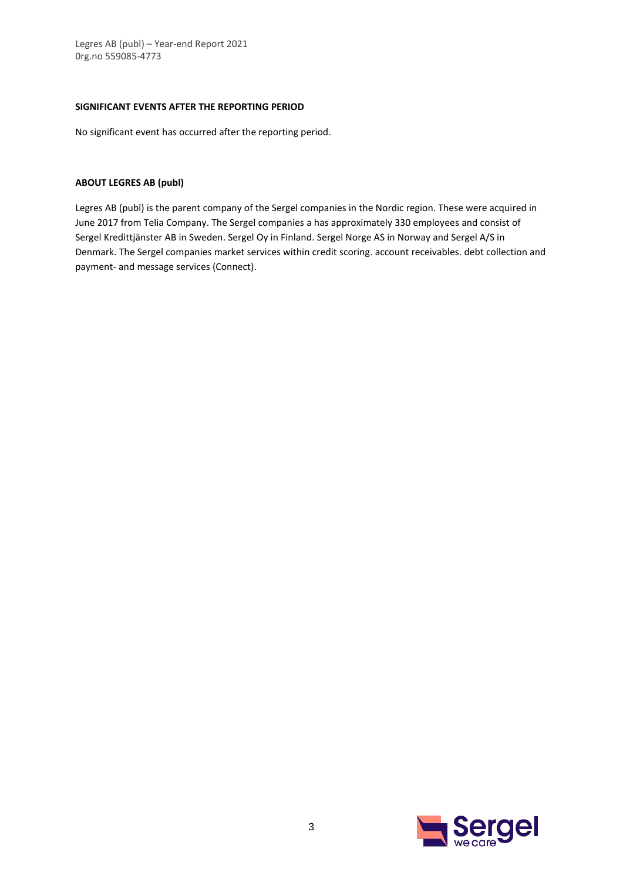**SIGNIFICANT EVENTS AFTER THE REPORTING PERIOD**

No significant event has occurred after the reporting period.

**ABOUT LEGRES AB (publ)**

Legres AB (publ) is the parent company of the Sergel companies in the Nordic region. These were acquired in June 2017 from Telia Company. The Sergel companies a has approximately 330 employees and consist of Sergel Kredittjänster AB in Sweden. Sergel Oy in Finland. Sergel Norge AS in Norway and Sergel A/S in Denmark. The Sergel companies market services within credit scoring. account receivables. debt collection and payment- and message services (Connect).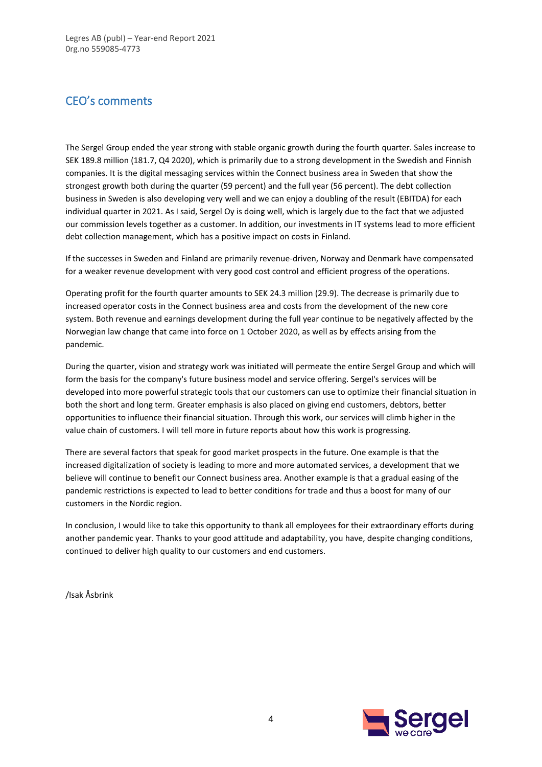## CEO's comments

The Sergel Group ended the year strong with stable organic growth during the fourth quarter. Sales increase to SEK 189.8 million (181.7, Q4 2020), which is primarily due to a strong development in the Swedish and Finnish companies. It is the digital messaging services within the Connect business area in Sweden that show the strongest growth both during the quarter (59 percent) and the full year (56 percent). The debt collection business in Sweden is also developing very well and we can enjoy a doubling of the result (EBITDA) for each individual quarter in 2021. As I said, Sergel Oy is doing well, which is largely due to the fact that we adjusted our commission levels together as a customer. In addition, our investments in IT systems lead to more efficient debt collection management, which has a positive impact on costs in Finland.

If the successes in Sweden and Finland are primarily revenue-driven, Norway and Denmark have compensated for a weaker revenue development with very good cost control and efficient progress of the operations.

Operating profit for the fourth quarter amounts to SEK 24.3 million (29.9). The decrease is primarily due to increased operator costs in the Connect business area and costs from the development of the new core system. Both revenue and earnings development during the full year continue to be negatively affected by the Norwegian law change that came into force on 1 October 2020, as well as by effects arising from the pandemic.

During the quarter, vision and strategy work was initiated will permeate the entire Sergel Group and which will form the basis for the company's future business model and service offering. Sergel's services will be developed into more powerful strategic tools that our customers can use to optimize their financial situation in both the short and long term. Greater emphasis is also placed on giving end customers, debtors, better opportunities to influence their financial situation. Through this work, our services will climb higher in the value chain of customers. I will tell more in future reports about how this work is progressing.

There are several factors that speak for good market prospects in the future. One example is that the increased digitalization of society is leading to more and more automated services, a development that we believe will continue to benefit our Connect business area. Another example is that a gradual easing of the pandemic restrictions is expected to lead to better conditions for trade and thus a boost for many of our customers in the Nordic region.

In conclusion, I would like to take this opportunity to thank all employees for their extraordinary efforts during another pandemic year. Thanks to your good attitude and adaptability, you have, despite changing conditions, continued to deliver high quality to our customers and end customers.

/Isak Åsbrink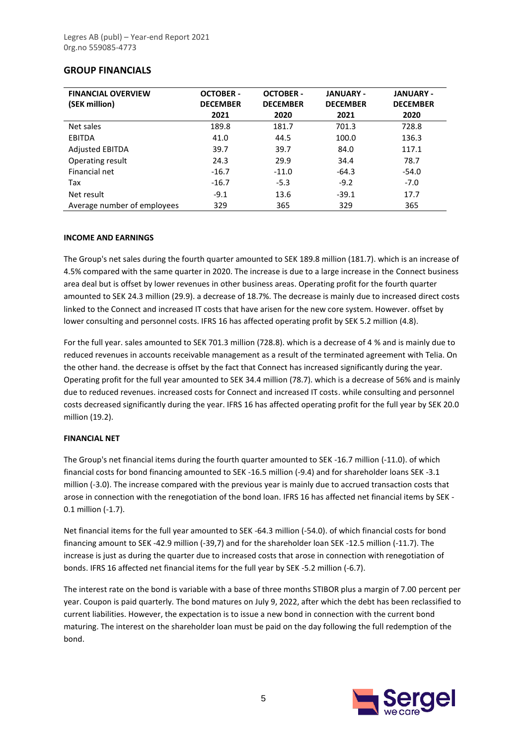## GROUP FINANCIALS

| FINANCIAL OVERVIEW (SEK million) | OCTOBER - DECEMBER 2021 | OCTOBER - DECEMBER 2020 | JANUARY - DECEMBER 2021 | JANUARY - DECEMBER 2020 |
|---|---|---|---|---|
| Net sales | 189.8 | 181.7 | 701.3 | 728.8 |
| EBITDA | 41.0 | 44.5 | 100.0 | 136.3 |
| Adjusted EBITDA | 39.7 | 39.7 | 84.0 | 117.1 |
| Operating result | 24.3 | 29.9 | 34.4 | 78.7 |
| Financial net | -16.7 | -11.0 | -64.3 | -54.0 |
| Tax | -16.7 | -5.3 | -9.2 | -7.0 |
| Net result | -9.1 | 13.6 | -39.1 | 17.7 |
| Average number of employees | 329 | 365 | 329 | 365 |

**INCOME AND EARNINGS**

The Group's net sales during the fourth quarter amounted to SEK 189.8 million (181.7). which is an increase of 4.5% compared with the same quarter in 2020. The increase is due to a large increase in the Connect business area deal but is offset by lower revenues in other business areas. Operating profit for the fourth quarter amounted to SEK 24.3 million (29.9). a decrease of 18.7%. The decrease is mainly due to increased direct costs linked to the Connect and increased IT costs that have arisen for the new core system. However. offset by lower consulting and personnel costs. IFRS 16 has affected operating profit by SEK 5.2 million (4.8).

For the full year. sales amounted to SEK 701.3 million (728.8). which is a decrease of 4 % and is mainly due to reduced revenues in accounts receivable management as a result of the terminated agreement with Telia. On the other hand. the decrease is offset by the fact that Connect has increased significantly during the year. Operating profit for the full year amounted to SEK 34.4 million (78.7). which is a decrease of 56% and is mainly due to reduced revenues. increased costs for Connect and increased IT costs. while consulting and personnel costs decreased significantly during the year. IFRS 16 has affected operating profit for the full year by SEK 20.0 million (19.2).

**FINANCIAL NET**

The Group's net financial items during the fourth quarter amounted to SEK -16.7 million (-11.0). of which financial costs for bond financing amounted to SEK -16.5 million (-9.4) and for shareholder loans SEK -3.1 million (-3.0). The increase compared with the previous year is mainly due to accrued transaction costs that arose in connection with the renegotiation of the bond loan. IFRS 16 has affected net financial items by SEK -0.1 million (-1.7).

Net financial items for the full year amounted to SEK -64.3 million (-54.0). of which financial costs for bond financing amount to SEK -42.9 million (-39,7) and for the shareholder loan SEK -12.5 million (-11.7). The increase is just as during the quarter due to increased costs that arose in connection with renegotiation of bonds. IFRS 16 affected net financial items for the full year by SEK -5.2 million (-6.7).

The interest rate on the bond is variable with a base of three months STIBOR plus a margin of 7.00 percent per year. Coupon is paid quarterly. The bond matures on July 9, 2022, after which the debt has been reclassified to current liabilities. However, the expectation is to issue a new bond in connection with the current bond maturing. The interest on the shareholder loan must be paid on the day following the full redemption of the bond.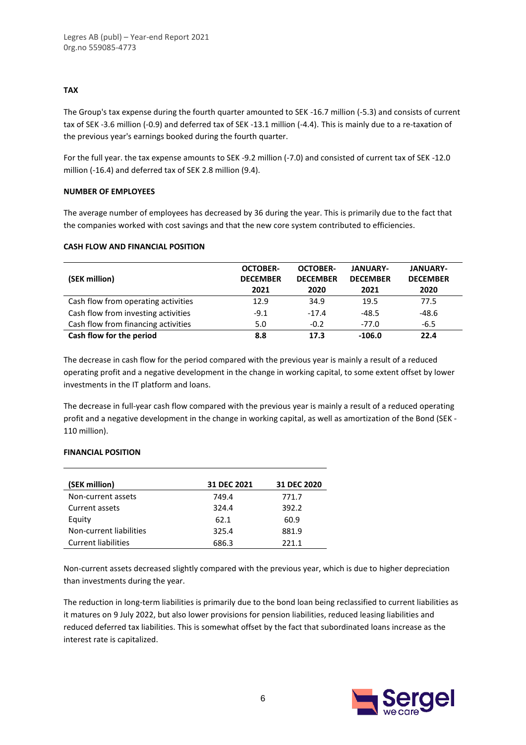**TAX**

The Group's tax expense during the fourth quarter amounted to SEK -16.7 million (-5.3) and consists of current tax of SEK -3.6 million (-0.9) and deferred tax of SEK -13.1 million (-4.4). This is mainly due to a re-taxation of the previous year's earnings booked during the fourth quarter.

For the full year. the tax expense amounts to SEK -9.2 million (-7.0) and consisted of current tax of SEK -12.0 million (-16.4) and deferred tax of SEK 2.8 million (9.4).

**NUMBER OF EMPLOYEES**

The average number of employees has decreased by 36 during the year. This is primarily due to the fact that the companies worked with cost savings and that the new core system contributed to efficiencies.

**CASH FLOW AND FINANCIAL POSITION**

| (SEK million) | OCTOBER-DECEMBER 2021 | OCTOBER-DECEMBER 2020 | JANUARY-DECEMBER 2021 | JANUARY-DECEMBER 2020 |
|---|---|---|---|---|
| Cash flow from operating activities | 12.9 | 34.9 | 19.5 | 77.5 |
| Cash flow from investing activities | -9.1 | -17.4 | -48.5 | -48.6 |
| Cash flow from financing activities | 5.0 | -0.2 | -77.0 | -6.5 |
| **Cash flow for the period** | **8.8** | **17.3** | **-106.0** | **22.4** |

The decrease in cash flow for the period compared with the previous year is mainly a result of a reduced operating profit and a negative development in the change in working capital, to some extent offset by lower investments in the IT platform and loans.

The decrease in full-year cash flow compared with the previous year is mainly a result of a reduced operating profit and a negative development in the change in working capital, as well as amortization of the Bond (SEK -110 million).

**FINANCIAL POSITION**

| (SEK million) | 31 DEC 2021 | 31 DEC 2020 |
|---|---|---|
| Non-current assets | 749.4 | 771.7 |
| Current assets | 324.4 | 392.2 |
| Equity | 62.1 | 60.9 |
| Non-current liabilities | 325.4 | 881.9 |
| Current liabilities | 686.3 | 221.1 |

Non-current assets decreased slightly compared with the previous year, which is due to higher depreciation than investments during the year.

The reduction in long-term liabilities is primarily due to the bond loan being reclassified to current liabilities as it matures on 9 July 2022, but also lower provisions for pension liabilities, reduced leasing liabilities and reduced deferred tax liabilities. This is somewhat offset by the fact that subordinated loans increase as the interest rate is capitalized.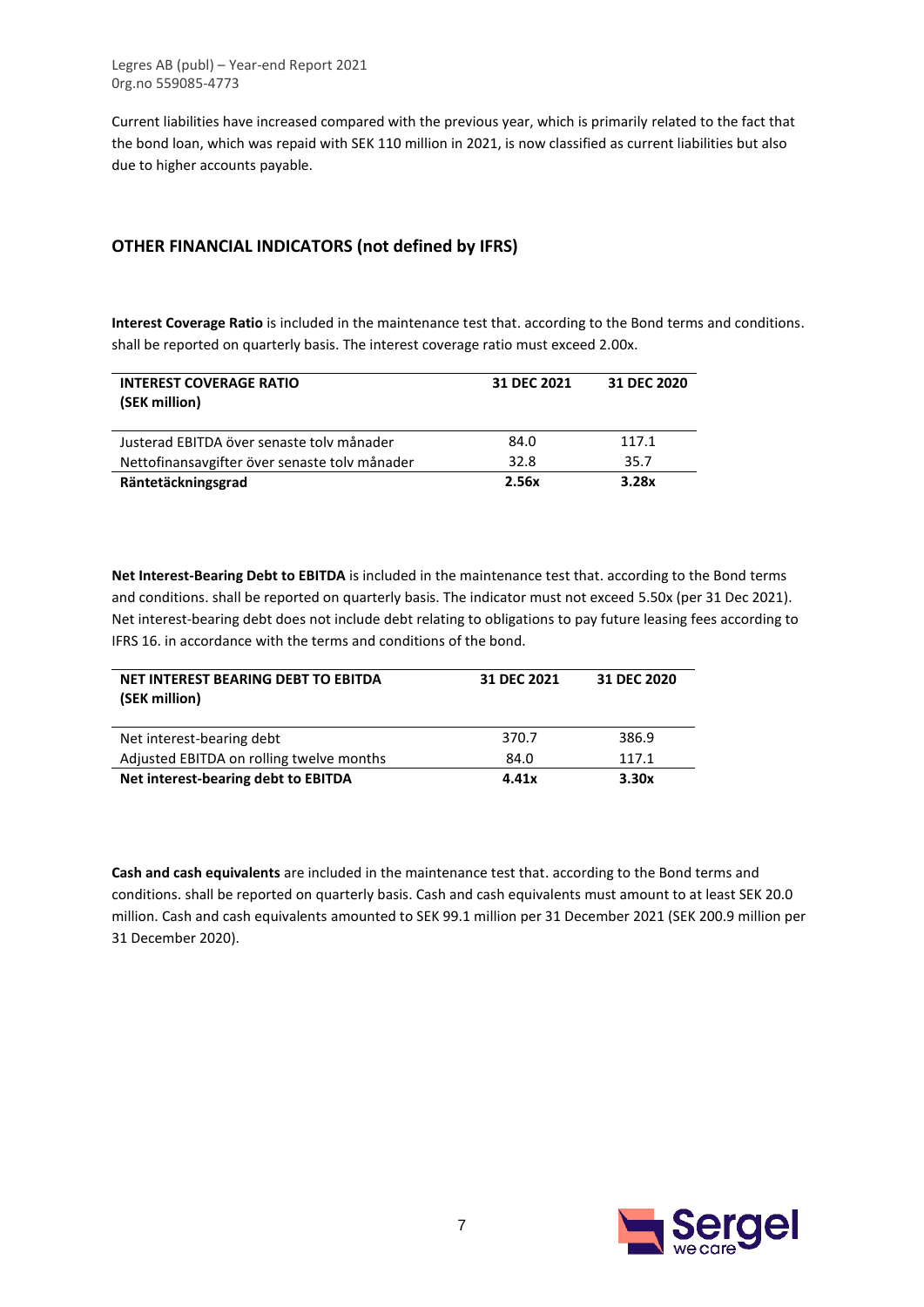Current liabilities have increased compared with the previous year, which is primarily related to the fact that the bond loan, which was repaid with SEK 110 million in 2021, is now classified as current liabilities but also due to higher accounts payable.

## OTHER FINANCIAL INDICATORS (not defined by IFRS)

**Interest Coverage Ratio** is included in the maintenance test that. according to the Bond terms and conditions. shall be reported on quarterly basis. The interest coverage ratio must exceed 2.00x.

| INTEREST COVERAGE RATIO (SEK million) | 31 DEC 2021 | 31 DEC 2020 |
|---|---|---|
| Justerad EBITDA över senaste tolv månader | 84.0 | 117.1 |
| Nettofinansavgifter över senaste tolv månader | 32.8 | 35.7 |
| **Räntetäckningsgrad** | **2.56x** | **3.28x** |

**Net Interest-Bearing Debt to EBITDA** is included in the maintenance test that. according to the Bond terms and conditions. shall be reported on quarterly basis. The indicator must not exceed 5.50x (per 31 Dec 2021). Net interest-bearing debt does not include debt relating to obligations to pay future leasing fees according to IFRS 16. in accordance with the terms and conditions of the bond.

| NET INTEREST BEARING DEBT TO EBITDA (SEK million) | 31 DEC 2021 | 31 DEC 2020 |
|---|---|---|
| Net interest-bearing debt | 370.7 | 386.9 |
| Adjusted EBITDA on rolling twelve months | 84.0 | 117.1 |
| **Net interest-bearing debt to EBITDA** | **4.41x** | **3.30x** |

**Cash and cash equivalents** are included in the maintenance test that. according to the Bond terms and conditions. shall be reported on quarterly basis. Cash and cash equivalents must amount to at least SEK 20.0 million. Cash and cash equivalents amounted to SEK 99.1 million per 31 December 2021 (SEK 200.9 million per 31 December 2020).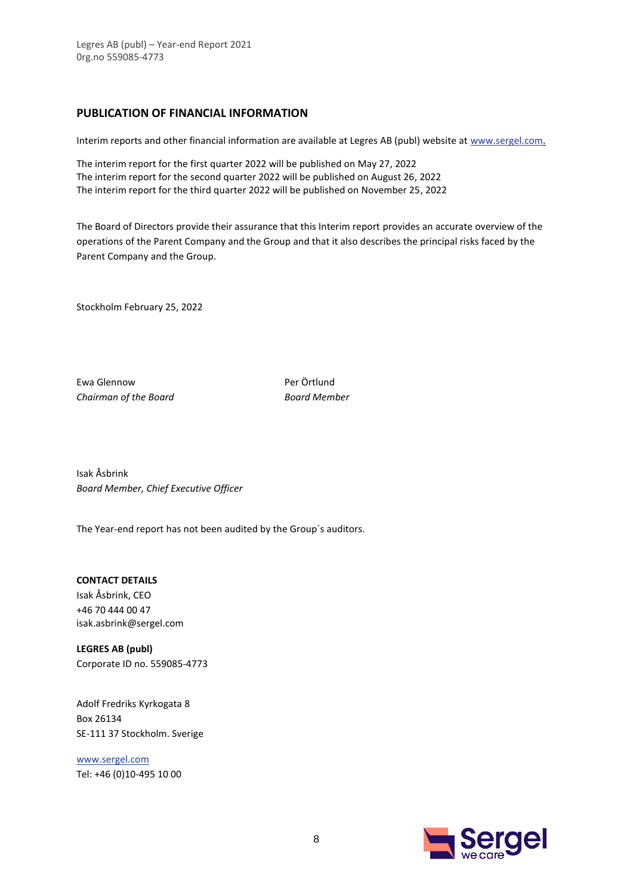## PUBLICATION OF FINANCIAL INFORMATION

Interim reports and other financial information are available at Legres AB (publ) website at www.sergel.com.

The interim report for the first quarter 2022 will be published on May 27, 2022
The interim report for the second quarter 2022 will be published on August 26, 2022
The interim report for the third quarter 2022 will be published on November 25, 2022

The Board of Directors provide their assurance that this Interim report provides an accurate overview of the operations of the Parent Company and the Group and that it also describes the principal risks faced by the Parent Company and the Group.

Stockholm February 25, 2022

Ewa Glennow
*Chairman of the Board*

Per Örtlund
*Board Member*

Isak Åsbrink
*Board Member, Chief Executive Officer*

The Year-end report has not been audited by the Group´s auditors.

**CONTACT DETAILS**
Isak Åsbrink, CEO
+46 70 444 00 47
isak.asbrink@sergel.com

**LEGRES AB (publ)**
Corporate ID no. 559085-4773

Adolf Fredriks Kyrkogata 8
Box 26134
SE-111 37 Stockholm. Sverige

www.sergel.com
Tel: +46 (0)10-495 10 00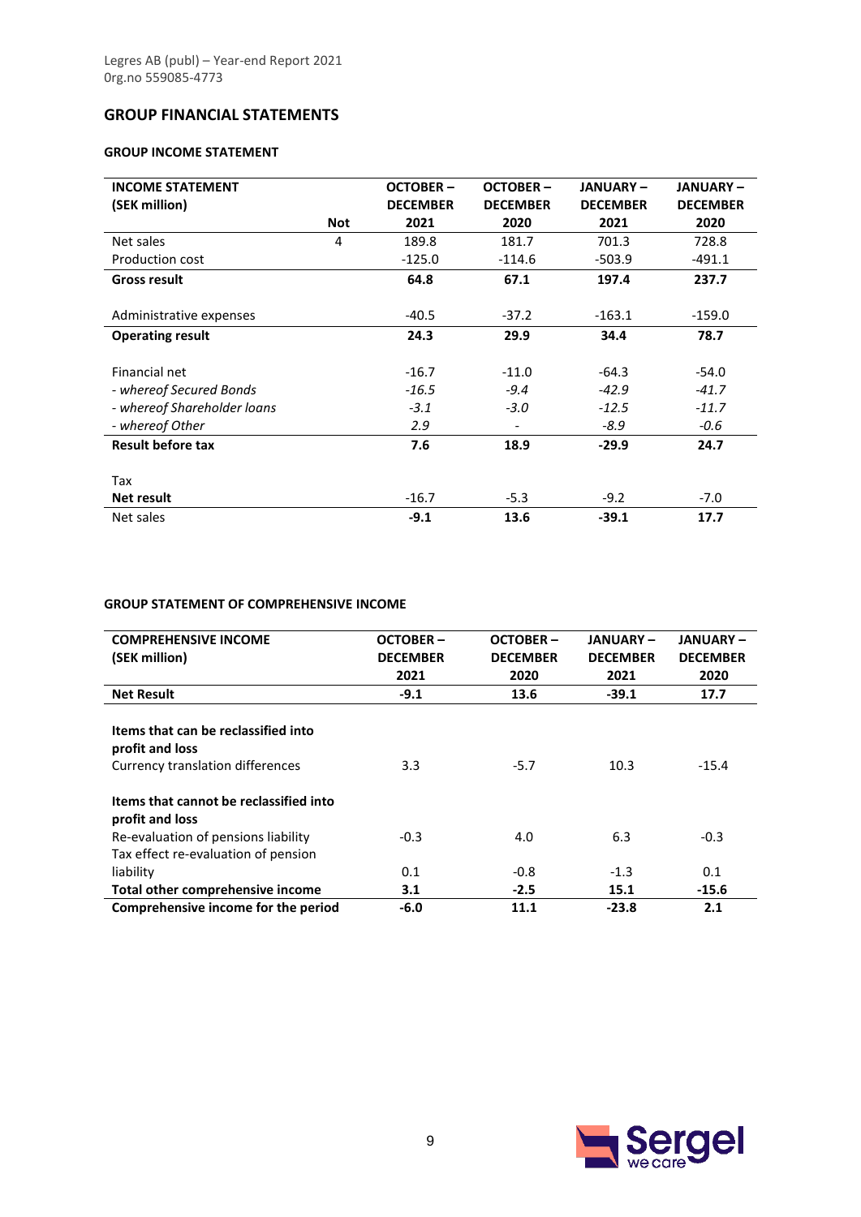Legres AB (publ) – Year-end Report 2021
0rg.no 559085-4773

## GROUP FINANCIAL STATEMENTS

### GROUP INCOME STATEMENT

| INCOME STATEMENT (SEK million) | Not | OCTOBER – DECEMBER 2021 | OCTOBER – DECEMBER 2020 | JANUARY – DECEMBER 2021 | JANUARY – DECEMBER 2020 |
|---|---|---|---|---|---|
| Net sales | 4 | 189.8 | 181.7 | 701.3 | 728.8 |
| Production cost | | -125.0 | -114.6 | -503.9 | -491.1 |
| **Gross result** | | **64.8** | **67.1** | **197.4** | **237.7** |
| Administrative expenses | | -40.5 | -37.2 | -163.1 | -159.0 |
| **Operating result** | | **24.3** | **29.9** | **34.4** | **78.7** |
| Financial net | | -16.7 | -11.0 | -64.3 | -54.0 |
| *- whereof Secured Bonds* | | *-16.5* | *-9.4* | *-42.9* | *-41.7* |
| *- whereof Shareholder loans* | | *-3.1* | *-3.0* | *-12.5* | *-11.7* |
| *- whereof Other* | | *2.9* | - | *-8.9* | *-0.6* |
| **Result before tax** | | **7.6** | **18.9** | **-29.9** | **24.7** |
| Tax | | | | | |
| **Net result** | | -16.7 | -5.3 | -9.2 | -7.0 |
| Net sales | | **-9.1** | **13.6** | **-39.1** | **17.7** |

### GROUP STATEMENT OF COMPREHENSIVE INCOME

| COMPREHENSIVE INCOME (SEK million) | OCTOBER – DECEMBER 2021 | OCTOBER – DECEMBER 2020 | JANUARY – DECEMBER 2021 | JANUARY – DECEMBER 2020 |
|---|---|---|---|---|
| **Net Result** | **-9.1** | **13.6** | **-39.1** | **17.7** |
| **Items that can be reclassified into profit and loss** | | | | |
| Currency translation differences | 3.3 | -5.7 | 10.3 | -15.4 |
| **Items that cannot be reclassified into profit and loss** | | | | |
| Re-evaluation of pensions liability | -0.3 | 4.0 | 6.3 | -0.3 |
| Tax effect re-evaluation of pension liability | 0.1 | -0.8 | -1.3 | 0.1 |
| **Total other comprehensive income** | **3.1** | **-2.5** | **15.1** | **-15.6** |
| **Comprehensive income for the period** | **-6.0** | **11.1** | **-23.8** | **2.1** |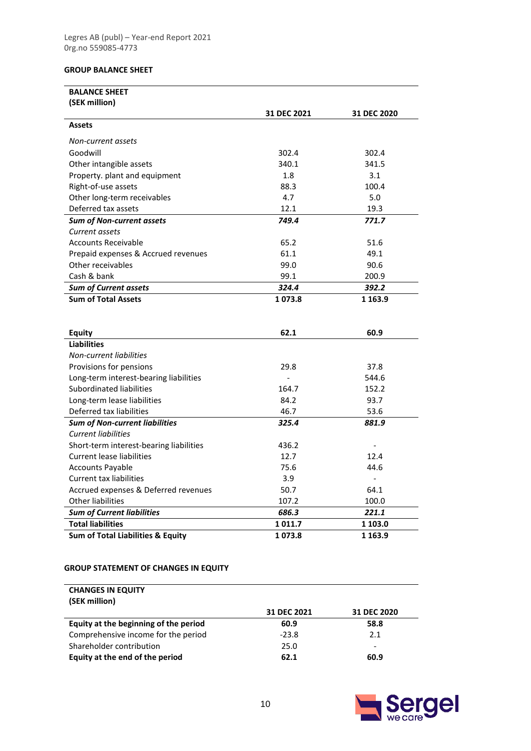Legres AB (publ) – Year-end Report 2021
0rg.no 559085-4773

## GROUP BALANCE SHEET

| BALANCE SHEET (SEK million) | 31 DEC 2021 | 31 DEC 2020 |
|---|---|---|
| **Assets** | | |
| *Non-current assets* | | |
| Goodwill | 302.4 | 302.4 |
| Other intangible assets | 340.1 | 341.5 |
| Property. plant and equipment | 1.8 | 3.1 |
| Right-of-use assets | 88.3 | 100.4 |
| Other long-term receivables | 4.7 | 5.0 |
| Deferred tax assets | 12.1 | 19.3 |
| ***Sum of Non-current assets*** | ***749.4*** | ***771.7*** |
| *Current assets* | | |
| Accounts Receivable | 65.2 | 51.6 |
| Prepaid expenses & Accrued revenues | 61.1 | 49.1 |
| Other receivables | 99.0 | 90.6 |
| Cash & bank | 99.1 | 200.9 |
| ***Sum of Current assets*** | ***324.4*** | ***392.2*** |
| **Sum of Total Assets** | **1 073.8** | **1 163.9** |
| | | |
| **Equity** | **62.1** | **60.9** |
| **Liabilities** | | |
| *Non-current liabilities* | | |
| Provisions for pensions | 29.8 | 37.8 |
| Long-term interest-bearing liabilities | - | 544.6 |
| Subordinated liabilities | 164.7 | 152.2 |
| Long-term lease liabilities | 84.2 | 93.7 |
| Deferred tax liabilities | 46.7 | 53.6 |
| ***Sum of Non-current liabilities*** | ***325.4*** | ***881.9*** |
| *Current liabilities* | | |
| Short-term interest-bearing liabilities | 436.2 | - |
| Current lease liabilities | 12.7 | 12.4 |
| Accounts Payable | 75.6 | 44.6 |
| Current tax liabilities | 3.9 | - |
| Accrued expenses & Deferred revenues | 50.7 | 64.1 |
| Other liabilities | 107.2 | 100.0 |
| ***Sum of Current liabilities*** | ***686.3*** | ***221.1*** |
| **Total liabilities** | **1 011.7** | **1 103.0** |
| **Sum of Total Liabilities & Equity** | **1 073.8** | **1 163.9** |

## GROUP STATEMENT OF CHANGES IN EQUITY

| CHANGES IN EQUITY (SEK million) | 31 DEC 2021 | 31 DEC 2020 |
|---|---|---|
| **Equity at the beginning of the period** | **60.9** | **58.8** |
| Comprehensive income for the period | -23.8 | 2.1 |
| Shareholder contribution | 25.0 | - |
| **Equity at the end of the period** | **62.1** | **60.9** |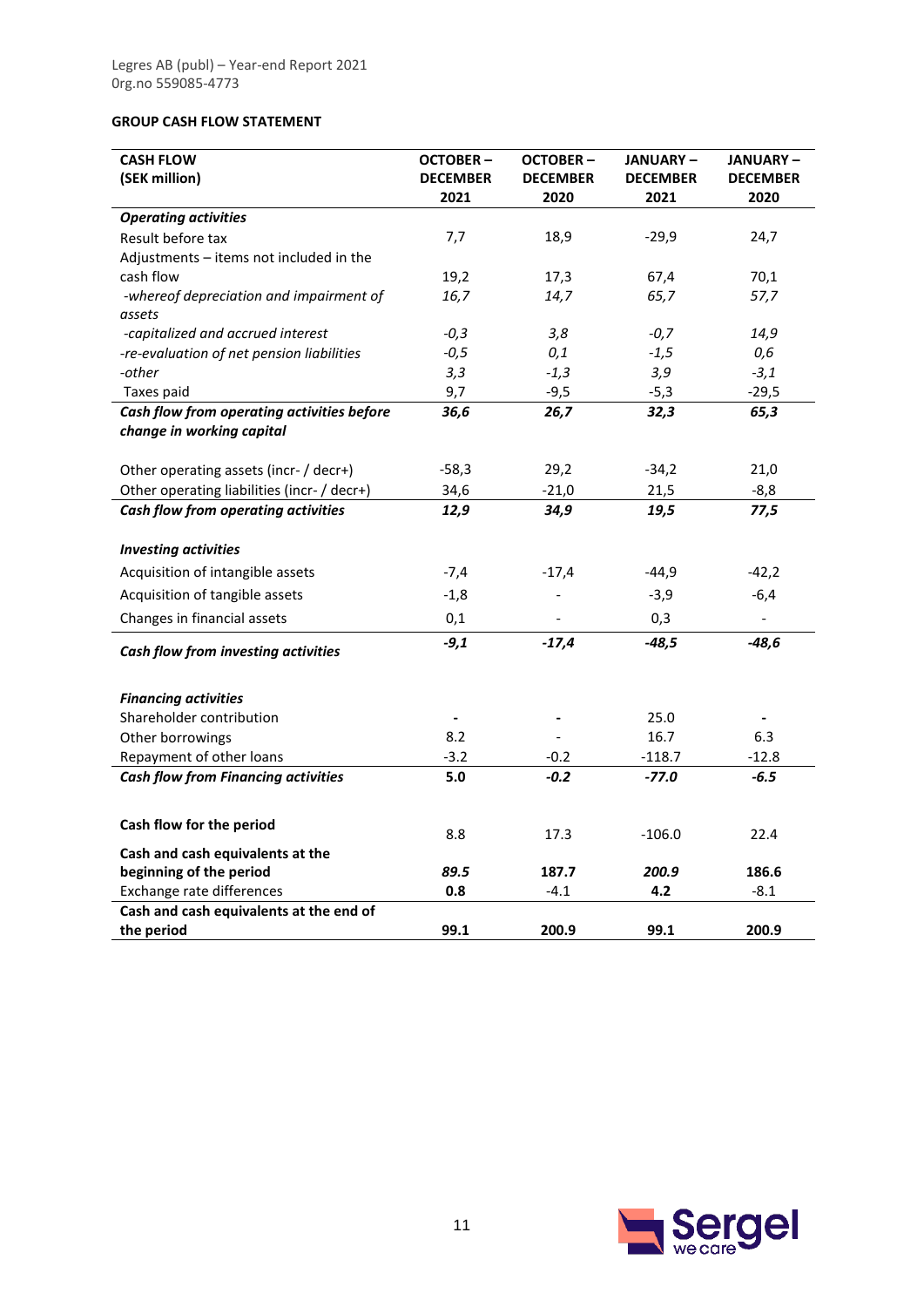Legres AB (publ) – Year-end Report 2021
0rg.no 559085-4773

**GROUP CASH FLOW STATEMENT**

| **CASH FLOW (SEK million)** | **OCTOBER – DECEMBER 2021** | **OCTOBER – DECEMBER 2020** | **JANUARY – DECEMBER 2021** | **JANUARY – DECEMBER 2020** |
|---|---|---|---|---|
| ***Operating activities*** | | | | |
| Result before tax | 7,7 | 18,9 | -29,9 | 24,7 |
| Adjustments – items not included in the cash flow | 19,2 | 17,3 | 67,4 | 70,1 |
| *-whereof depreciation and impairment of assets* | *16,7* | *14,7* | *65,7* | *57,7* |
| *-capitalized and accrued interest* | *-0,3* | *3,8* | *-0,7* | *14,9* |
| *-re-evaluation of net pension liabilities* | *-0,5* | *0,1* | *-1,5* | *0,6* |
| *-other* | *3,3* | *-1,3* | *3,9* | *-3,1* |
| Taxes paid | 9,7 | -9,5 | -5,3 | -29,5 |
| ***Cash flow from operating activities before change in working capital*** | ***36,6*** | ***26,7*** | ***32,3*** | ***65,3*** |
| Other operating assets (incr- / decr+) | -58,3 | 29,2 | -34,2 | 21,0 |
| Other operating liabilities (incr- / decr+) | 34,6 | -21,0 | 21,5 | -8,8 |
| ***Cash flow from operating activities*** | ***12,9*** | ***34,9*** | ***19,5*** | ***77,5*** |
| ***Investing activities*** | | | | |
| Acquisition of intangible assets | -7,4 | -17,4 | -44,9 | -42,2 |
| Acquisition of tangible assets | -1,8 | - | -3,9 | -6,4 |
| Changes in financial assets | 0,1 | - | 0,3 | - |
| ***Cash flow from investing activities*** | ***-9,1*** | ***-17,4*** | ***-48,5*** | ***-48,6*** |
| ***Financing activities*** | | | | |
| Shareholder contribution | - | - | 25.0 | - |
| Other borrowings | 8.2 | - | 16.7 | 6.3 |
| Repayment of other loans | -3.2 | -0.2 | -118.7 | -12.8 |
| ***Cash flow from Financing activities*** | **5.0** | ***-0.2*** | ***-77.0*** | ***-6.5*** |
| **Cash flow for the period** | 8.8 | 17.3 | -106.0 | 22.4 |
| **Cash and cash equivalents at the beginning of the period** | ***89.5*** | **187.7** | ***200.9*** | **186.6** |
| Exchange rate differences | **0.8** | -4.1 | **4.2** | -8.1 |
| **Cash and cash equivalents at the end of the period** | **99.1** | **200.9** | **99.1** | **200.9** |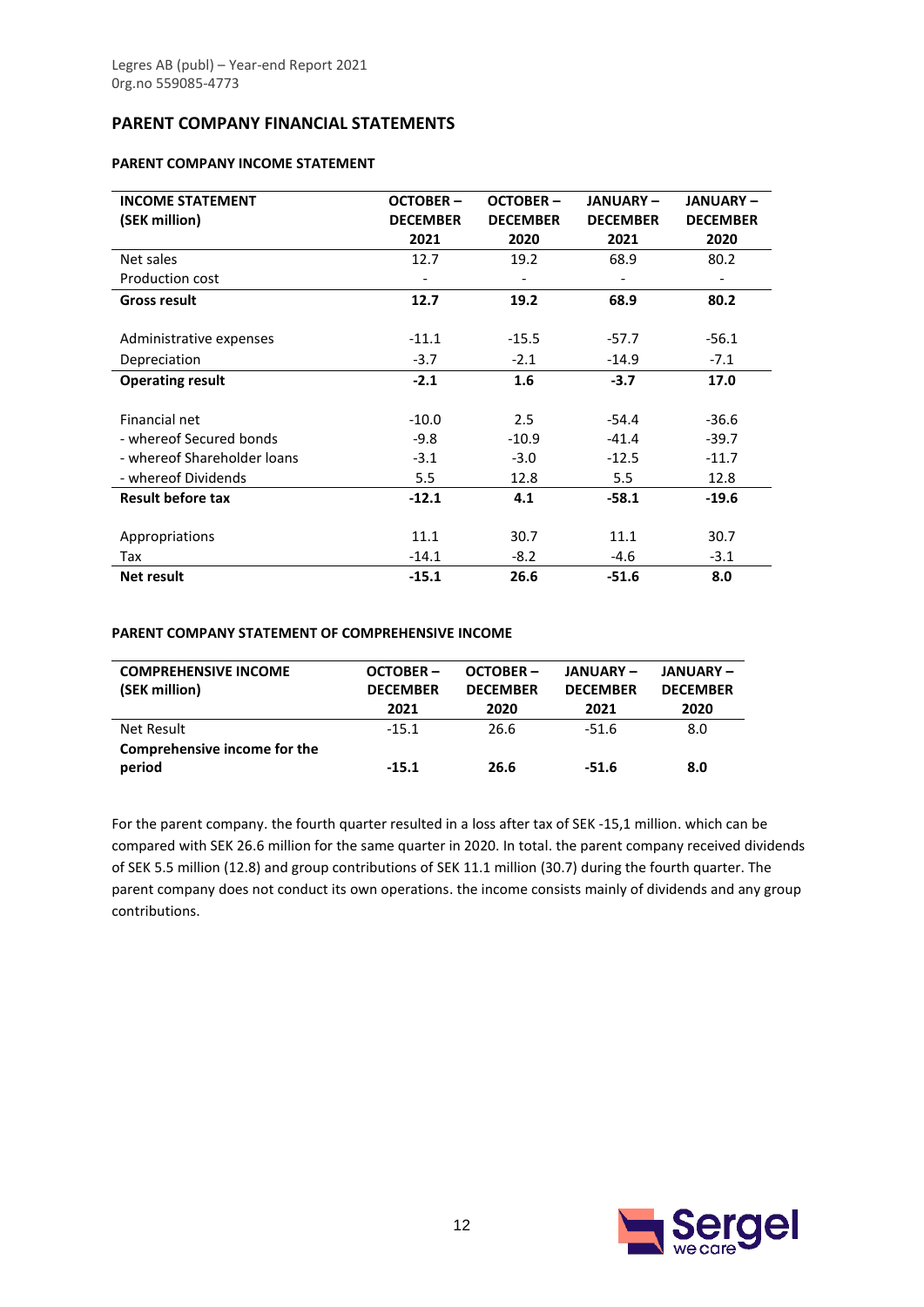## PARENT COMPANY FINANCIAL STATEMENTS

### PARENT COMPANY INCOME STATEMENT

| INCOME STATEMENT (SEK million) | OCTOBER – DECEMBER 2021 | OCTOBER – DECEMBER 2020 | JANUARY – DECEMBER 2021 | JANUARY – DECEMBER 2020 |
|---|---|---|---|---|
| Net sales | 12.7 | 19.2 | 68.9 | 80.2 |
| Production cost | - | - | - | - |
| **Gross result** | **12.7** | **19.2** | **68.9** | **80.2** |
| | | | | |
| Administrative expenses | -11.1 | -15.5 | -57.7 | -56.1 |
| Depreciation | -3.7 | -2.1 | -14.9 | -7.1 |
| **Operating result** | **-2.1** | **1.6** | **-3.7** | **17.0** |
| | | | | |
| Financial net | -10.0 | 2.5 | -54.4 | -36.6 |
| - whereof Secured bonds | -9.8 | -10.9 | -41.4 | -39.7 |
| - whereof Shareholder loans | -3.1 | -3.0 | -12.5 | -11.7 |
| - whereof Dividends | 5.5 | 12.8 | 5.5 | 12.8 |
| **Result before tax** | **-12.1** | **4.1** | **-58.1** | **-19.6** |
| | | | | |
| Appropriations | 11.1 | 30.7 | 11.1 | 30.7 |
| Tax | -14.1 | -8.2 | -4.6 | -3.1 |
| **Net result** | **-15.1** | **26.6** | **-51.6** | **8.0** |

### PARENT COMPANY STATEMENT OF COMPREHENSIVE INCOME

| COMPREHENSIVE INCOME (SEK million) | OCTOBER – DECEMBER 2021 | OCTOBER – DECEMBER 2020 | JANUARY – DECEMBER 2021 | JANUARY – DECEMBER 2020 |
|---|---|---|---|---|
| Net Result | -15.1 | 26.6 | -51.6 | 8.0 |
| **Comprehensive income for the period** | **-15.1** | **26.6** | **-51.6** | **8.0** |

For the parent company. the fourth quarter resulted in a loss after tax of SEK -15,1 million. which can be compared with SEK 26.6 million for the same quarter in 2020. In total. the parent company received dividends of SEK 5.5 million (12.8) and group contributions of SEK 11.1 million (30.7) during the fourth quarter. The parent company does not conduct its own operations. the income consists mainly of dividends and any group contributions.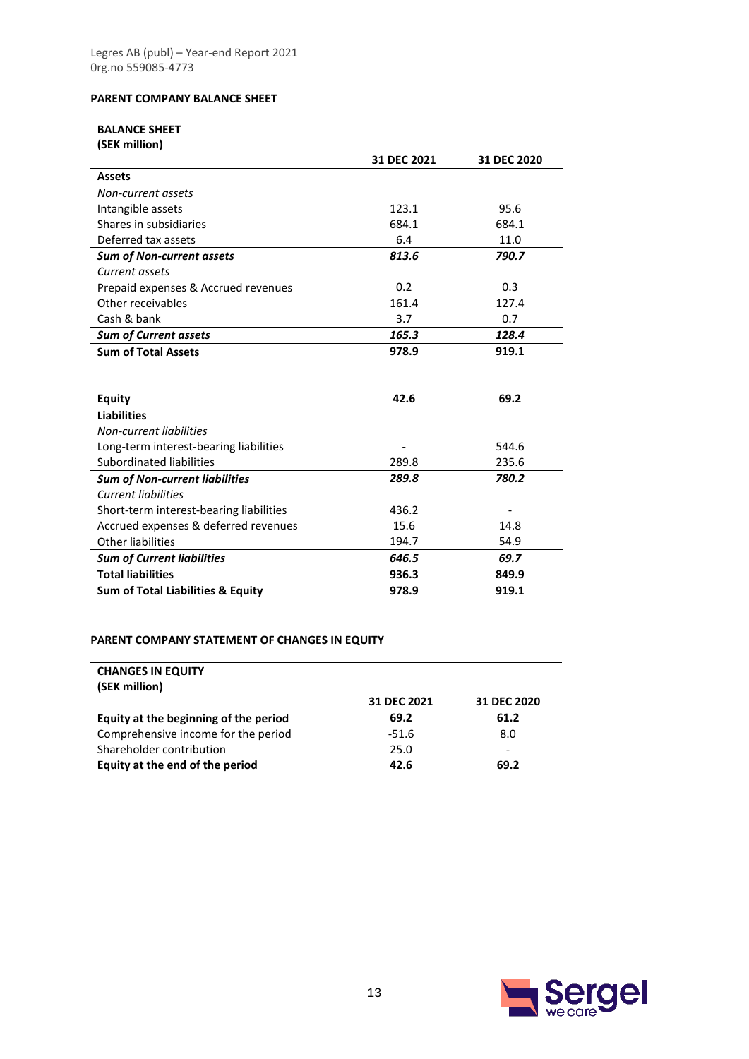Legres AB (publ) – Year-end Report 2021
0rg.no 559085-4773

## PARENT COMPANY BALANCE SHEET

| BALANCE SHEET (SEK million) | 31 DEC 2021 | 31 DEC 2020 |
|---|---|---|
| **Assets** | | |
| *Non-current assets* | | |
| Intangible assets | 123.1 | 95.6 |
| Shares in subsidiaries | 684.1 | 684.1 |
| Deferred tax assets | 6.4 | 11.0 |
| ***Sum of Non-current assets*** | ***813.6*** | ***790.7*** |
| *Current assets* | | |
| Prepaid expenses & Accrued revenues | 0.2 | 0.3 |
| Other receivables | 161.4 | 127.4 |
| Cash & bank | 3.7 | 0.7 |
| ***Sum of Current assets*** | ***165.3*** | ***128.4*** |
| **Sum of Total Assets** | **978.9** | **919.1** |
| | | |
| **Equity** | **42.6** | **69.2** |
| **Liabilities** | | |
| *Non-current liabilities* | | |
| Long-term interest-bearing liabilities | - | 544.6 |
| Subordinated liabilities | 289.8 | 235.6 |
| ***Sum of Non-current liabilities*** | ***289.8*** | ***780.2*** |
| *Current liabilities* | | |
| Short-term interest-bearing liabilities | 436.2 | - |
| Accrued expenses & deferred revenues | 15.6 | 14.8 |
| Other liabilities | 194.7 | 54.9 |
| ***Sum of Current liabilities*** | ***646.5*** | ***69.7*** |
| **Total liabilities** | **936.3** | **849.9** |
| **Sum of Total Liabilities & Equity** | **978.9** | **919.1** |

## PARENT COMPANY STATEMENT OF CHANGES IN EQUITY

| CHANGES IN EQUITY (SEK million) | 31 DEC 2021 | 31 DEC 2020 |
|---|---|---|
| **Equity at the beginning of the period** | **69.2** | **61.2** |
| Comprehensive income for the period | -51.6 | 8.0 |
| Shareholder contribution | 25.0 | - |
| **Equity at the end of the period** | **42.6** | **69.2** |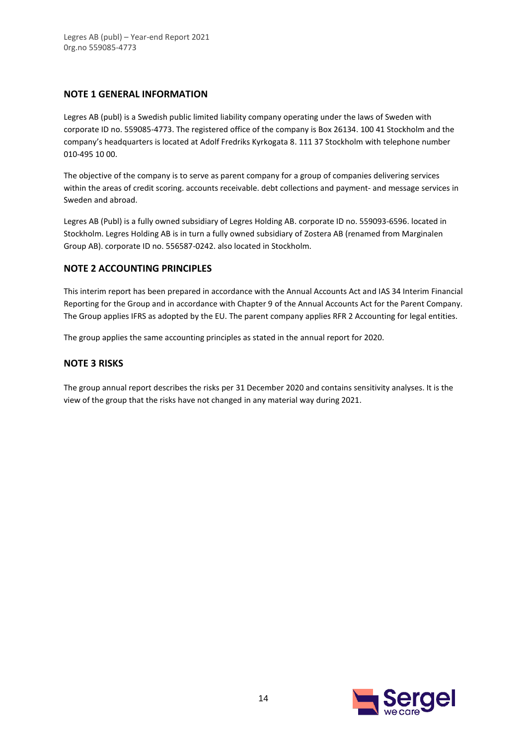## NOTE 1 GENERAL INFORMATION

Legres AB (publ) is a Swedish public limited liability company operating under the laws of Sweden with corporate ID no. 559085-4773. The registered office of the company is Box 26134. 100 41 Stockholm and the company's headquarters is located at Adolf Fredriks Kyrkogata 8. 111 37 Stockholm with telephone number 010-495 10 00.

The objective of the company is to serve as parent company for a group of companies delivering services within the areas of credit scoring. accounts receivable. debt collections and payment- and message services in Sweden and abroad.

Legres AB (Publ) is a fully owned subsidiary of Legres Holding AB. corporate ID no. 559093-6596. located in Stockholm. Legres Holding AB is in turn a fully owned subsidiary of Zostera AB (renamed from Marginalen Group AB). corporate ID no. 556587-0242. also located in Stockholm.

## NOTE 2 ACCOUNTING PRINCIPLES

This interim report has been prepared in accordance with the Annual Accounts Act and IAS 34 Interim Financial Reporting for the Group and in accordance with Chapter 9 of the Annual Accounts Act for the Parent Company. The Group applies IFRS as adopted by the EU. The parent company applies RFR 2 Accounting for legal entities.

The group applies the same accounting principles as stated in the annual report for 2020.

## NOTE 3 RISKS

The group annual report describes the risks per 31 December 2020 and contains sensitivity analyses. It is the view of the group that the risks have not changed in any material way during 2021.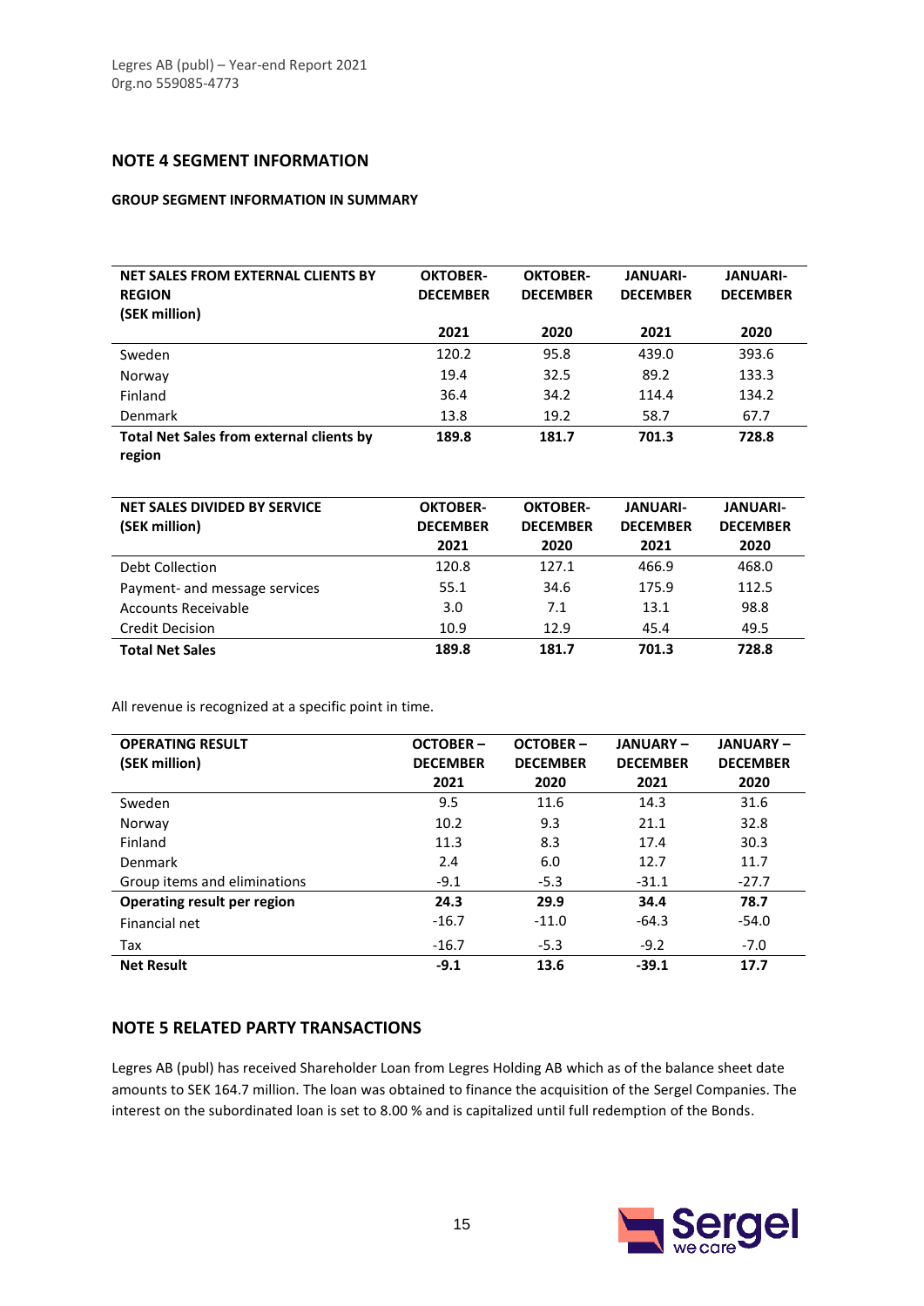## NOTE 4 SEGMENT INFORMATION

**GROUP SEGMENT INFORMATION IN SUMMARY**

| NET SALES FROM EXTERNAL CLIENTS BY REGION (SEK million) | OKTOBER-DECEMBER 2021 | OKTOBER-DECEMBER 2020 | JANUARI-DECEMBER 2021 | JANUARI-DECEMBER 2020 |
|---|---|---|---|---|
| Sweden | 120.2 | 95.8 | 439.0 | 393.6 |
| Norway | 19.4 | 32.5 | 89.2 | 133.3 |
| Finland | 36.4 | 34.2 | 114.4 | 134.2 |
| Denmark | 13.8 | 19.2 | 58.7 | 67.7 |
| **Total Net Sales from external clients by region** | **189.8** | **181.7** | **701.3** | **728.8** |

| NET SALES DIVIDED BY SERVICE (SEK million) | OKTOBER-DECEMBER 2021 | OKTOBER-DECEMBER 2020 | JANUARI-DECEMBER 2021 | JANUARI-DECEMBER 2020 |
|---|---|---|---|---|
| Debt Collection | 120.8 | 127.1 | 466.9 | 468.0 |
| Payment- and message services | 55.1 | 34.6 | 175.9 | 112.5 |
| Accounts Receivable | 3.0 | 7.1 | 13.1 | 98.8 |
| Credit Decision | 10.9 | 12.9 | 45.4 | 49.5 |
| **Total Net Sales** | **189.8** | **181.7** | **701.3** | **728.8** |

All revenue is recognized at a specific point in time.

| OPERATING RESULT (SEK million) | OCTOBER – DECEMBER 2021 | OCTOBER – DECEMBER 2020 | JANUARY – DECEMBER 2021 | JANUARY – DECEMBER 2020 |
|---|---|---|---|---|
| Sweden | 9.5 | 11.6 | 14.3 | 31.6 |
| Norway | 10.2 | 9.3 | 21.1 | 32.8 |
| Finland | 11.3 | 8.3 | 17.4 | 30.3 |
| Denmark | 2.4 | 6.0 | 12.7 | 11.7 |
| Group items and eliminations | -9.1 | -5.3 | -31.1 | -27.7 |
| **Operating result per region** | **24.3** | **29.9** | **34.4** | **78.7** |
| Financial net | -16.7 | -11.0 | -64.3 | -54.0 |
| Tax | -16.7 | -5.3 | -9.2 | -7.0 |
| **Net Result** | **-9.1** | **13.6** | **-39.1** | **17.7** |

## NOTE 5 RELATED PARTY TRANSACTIONS

Legres AB (publ) has received Shareholder Loan from Legres Holding AB which as of the balance sheet date amounts to SEK 164.7 million. The loan was obtained to finance the acquisition of the Sergel Companies. The interest on the subordinated loan is set to 8.00 % and is capitalized until full redemption of the Bonds.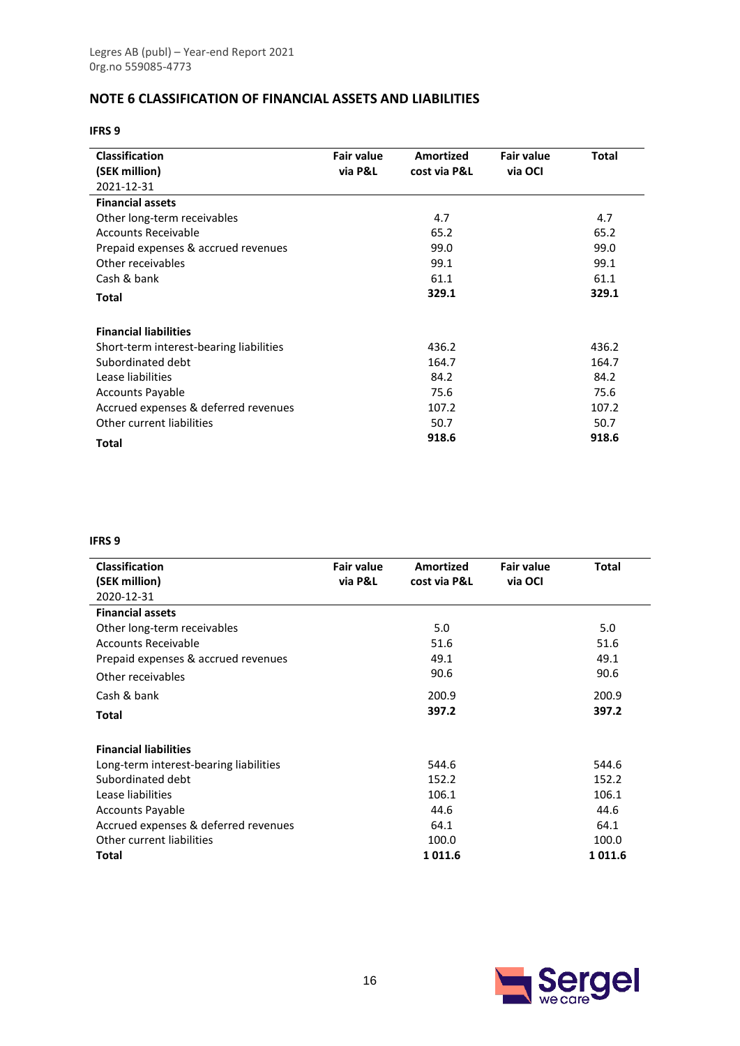## NOTE 6 CLASSIFICATION OF FINANCIAL ASSETS AND LIABILITIES

**IFRS 9**

| Classification (SEK million) 2021-12-31 | Fair value via P&L | Amortized cost via P&L | Fair value via OCI | Total |
|---|---|---|---|---|
| **Financial assets** | | | | |
| Other long-term receivables | | 4.7 | | 4.7 |
| Accounts Receivable | | 65.2 | | 65.2 |
| Prepaid expenses & accrued revenues | | 99.0 | | 99.0 |
| Other receivables | | 99.1 | | 99.1 |
| Cash & bank | | 61.1 | | 61.1 |
| **Total** | | **329.1** | | **329.1** |
| | | | | |
| **Financial liabilities** | | | | |
| Short-term interest-bearing liabilities | | 436.2 | | 436.2 |
| Subordinated debt | | 164.7 | | 164.7 |
| Lease liabilities | | 84.2 | | 84.2 |
| Accounts Payable | | 75.6 | | 75.6 |
| Accrued expenses & deferred revenues | | 107.2 | | 107.2 |
| Other current liabilities | | 50.7 | | 50.7 |
| **Total** | | **918.6** | | **918.6** |

**IFRS 9**

| Classification (SEK million) 2020-12-31 | Fair value via P&L | Amortized cost via P&L | Fair value via OCI | Total |
|---|---|---|---|---|
| **Financial assets** | | | | |
| Other long-term receivables | | 5.0 | | 5.0 |
| Accounts Receivable | | 51.6 | | 51.6 |
| Prepaid expenses & accrued revenues | | 49.1 | | 49.1 |
| Other receivables | | 90.6 | | 90.6 |
| Cash & bank | | 200.9 | | 200.9 |
| **Total** | | **397.2** | | **397.2** |
| | | | | |
| **Financial liabilities** | | | | |
| Long-term interest-bearing liabilities | | 544.6 | | 544.6 |
| Subordinated debt | | 152.2 | | 152.2 |
| Lease liabilities | | 106.1 | | 106.1 |
| Accounts Payable | | 44.6 | | 44.6 |
| Accrued expenses & deferred revenues | | 64.1 | | 64.1 |
| Other current liabilities | | 100.0 | | 100.0 |
| **Total** | | **1 011.6** | | **1 011.6** |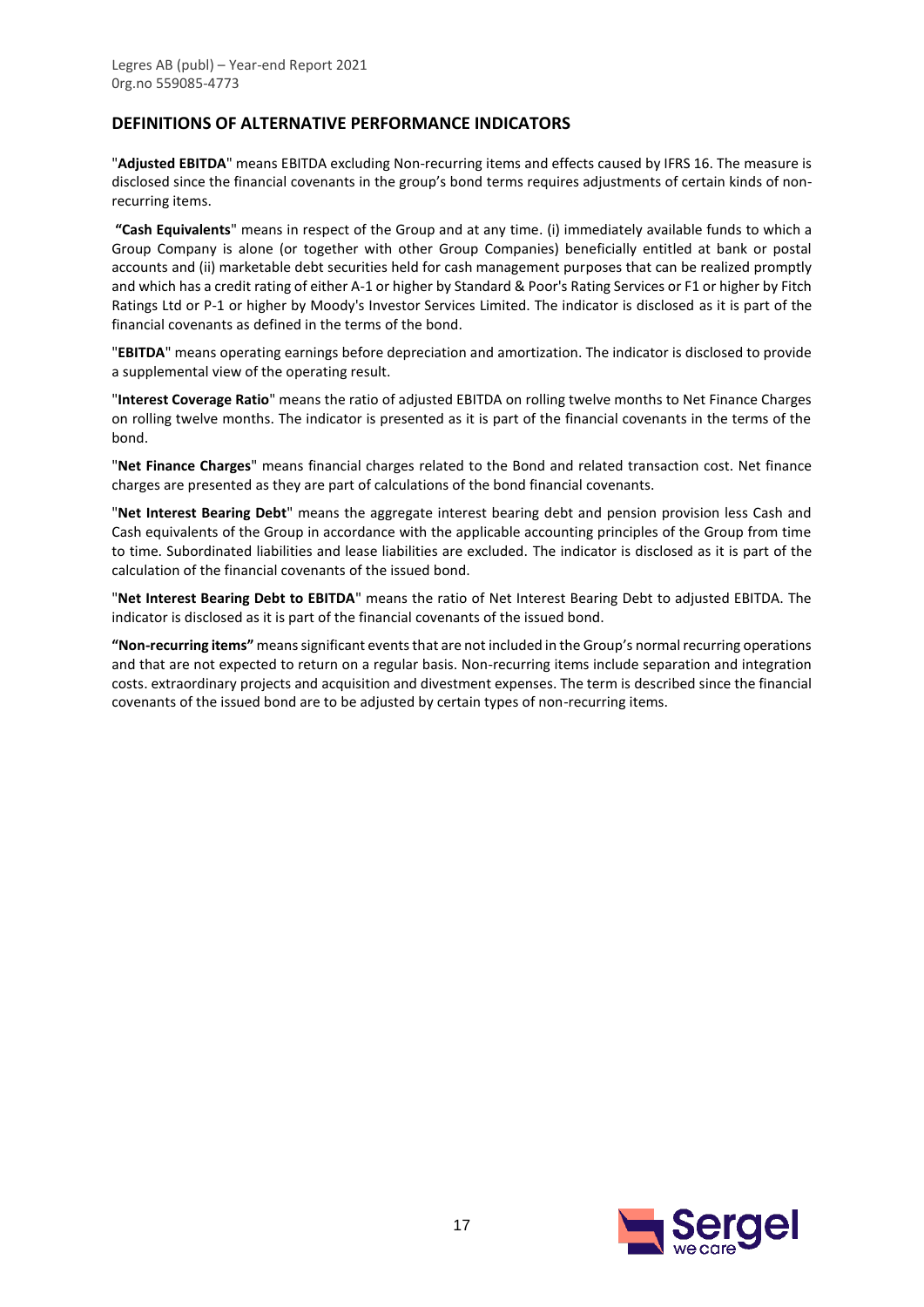## DEFINITIONS OF ALTERNATIVE PERFORMANCE INDICATORS

"**Adjusted EBITDA**" means EBITDA excluding Non-recurring items and effects caused by IFRS 16. The measure is disclosed since the financial covenants in the group's bond terms requires adjustments of certain kinds of non-recurring items.

**"Cash Equivalents**" means in respect of the Group and at any time. (i) immediately available funds to which a Group Company is alone (or together with other Group Companies) beneficially entitled at bank or postal accounts and (ii) marketable debt securities held for cash management purposes that can be realized promptly and which has a credit rating of either A-1 or higher by Standard & Poor's Rating Services or F1 or higher by Fitch Ratings Ltd or P-1 or higher by Moody's Investor Services Limited. The indicator is disclosed as it is part of the financial covenants as defined in the terms of the bond.

"**EBITDA**" means operating earnings before depreciation and amortization. The indicator is disclosed to provide a supplemental view of the operating result.

"**Interest Coverage Ratio**" means the ratio of adjusted EBITDA on rolling twelve months to Net Finance Charges on rolling twelve months. The indicator is presented as it is part of the financial covenants in the terms of the bond.

"**Net Finance Charges**" means financial charges related to the Bond and related transaction cost. Net finance charges are presented as they are part of calculations of the bond financial covenants.

"**Net Interest Bearing Debt**" means the aggregate interest bearing debt and pension provision less Cash and Cash equivalents of the Group in accordance with the applicable accounting principles of the Group from time to time. Subordinated liabilities and lease liabilities are excluded. The indicator is disclosed as it is part of the calculation of the financial covenants of the issued bond.

"**Net Interest Bearing Debt to EBITDA**" means the ratio of Net Interest Bearing Debt to adjusted EBITDA. The indicator is disclosed as it is part of the financial covenants of the issued bond.

**"Non-recurring items"** means significant events that are not included in the Group's normal recurring operations and that are not expected to return on a regular basis. Non-recurring items include separation and integration costs. extraordinary projects and acquisition and divestment expenses. The term is described since the financial covenants of the issued bond are to be adjusted by certain types of non-recurring items.